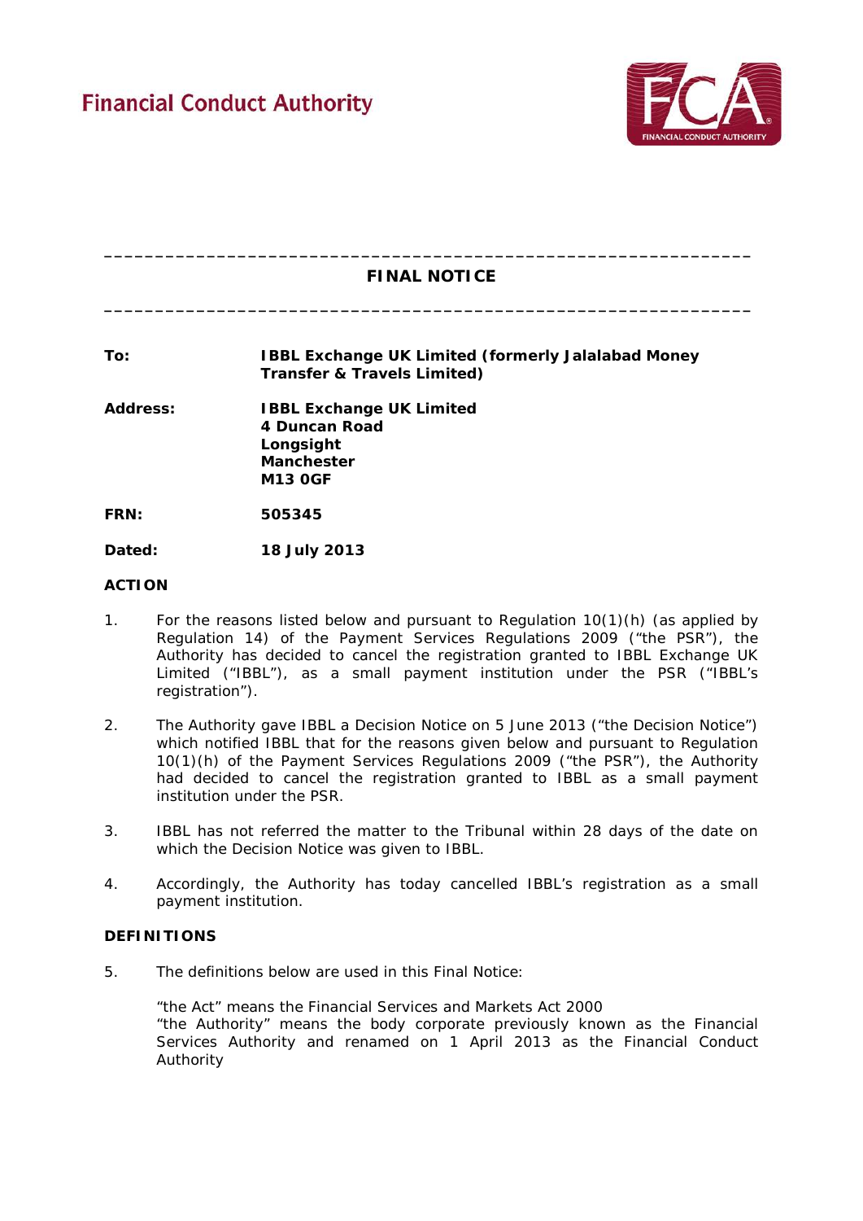Financial Conduct Authority

# FINAL NOTICE

| | |
|---|---|
| **To:** | **IBBL Exchange UK Limited (formerly Jalalabad Money Transfer & Travels Limited)** |
| **Address:** | **IBBL Exchange UK Limited**<br>**4 Duncan Road**<br>**Longsight**<br>**Manchester**<br>**M13 0GF** |
| **FRN:** | **505345** |
| **Dated:** | **18 July 2013** |

## ACTION

1. For the reasons listed below and pursuant to Regulation 10(1)(h) (as applied by Regulation 14) of the Payment Services Regulations 2009 ("the PSR"), the Authority has decided to cancel the registration granted to IBBL Exchange UK Limited ("IBBL"), as a small payment institution under the PSR ("IBBL's registration").

2. The Authority gave IBBL a Decision Notice on 5 June 2013 ("the Decision Notice") which notified IBBL that for the reasons given below and pursuant to Regulation 10(1)(h) of the Payment Services Regulations 2009 ("the PSR"), the Authority had decided to cancel the registration granted to IBBL as a small payment institution under the PSR.

3. IBBL has not referred the matter to the Tribunal within 28 days of the date on which the Decision Notice was given to IBBL.

4. Accordingly, the Authority has today cancelled IBBL's registration as a small payment institution.

## DEFINITIONS

5. The definitions below are used in this Final Notice:

   "the Act" means the Financial Services and Markets Act 2000
   "the Authority" means the body corporate previously known as the Financial Services Authority and renamed on 1 April 2013 as the Financial Conduct Authority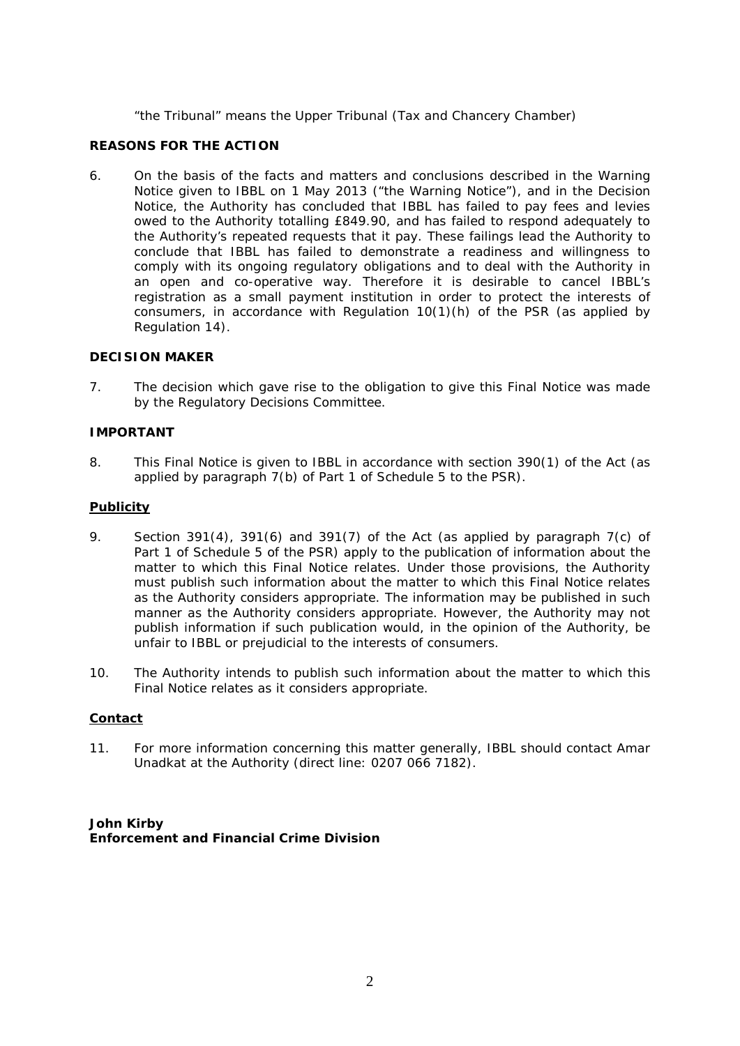“the Tribunal” means the Upper Tribunal (Tax and Chancery Chamber)

**REASONS FOR THE ACTION**

6. On the basis of the facts and matters and conclusions described in the Warning Notice given to IBBL on 1 May 2013 (“the Warning Notice”), and in the Decision Notice, the Authority has concluded that IBBL has failed to pay fees and levies owed to the Authority totalling £849.90, and has failed to respond adequately to the Authority’s repeated requests that it pay. These failings lead the Authority to conclude that IBBL has failed to demonstrate a readiness and willingness to comply with its ongoing regulatory obligations and to deal with the Authority in an open and co-operative way. Therefore it is desirable to cancel IBBL’s registration as a small payment institution in order to protect the interests of consumers, in accordance with Regulation 10(1)(h) of the PSR (as applied by Regulation 14).

**DECISION MAKER**

7. The decision which gave rise to the obligation to give this Final Notice was made by the Regulatory Decisions Committee.

**IMPORTANT**

8. This Final Notice is given to IBBL in accordance with section 390(1) of the Act (as applied by paragraph 7(b) of Part 1 of Schedule 5 to the PSR).

**Publicity**

9. Section 391(4), 391(6) and 391(7) of the Act (as applied by paragraph 7(c) of Part 1 of Schedule 5 of the PSR) apply to the publication of information about the matter to which this Final Notice relates. Under those provisions, the Authority must publish such information about the matter to which this Final Notice relates as the Authority considers appropriate. The information may be published in such manner as the Authority considers appropriate. However, the Authority may not publish information if such publication would, in the opinion of the Authority, be unfair to IBBL or prejudicial to the interests of consumers.

10. The Authority intends to publish such information about the matter to which this Final Notice relates as it considers appropriate.

**Contact**

11. For more information concerning this matter generally, IBBL should contact Amar Unadkat at the Authority (direct line: 0207 066 7182).

**John Kirby**
**Enforcement and Financial Crime Division**